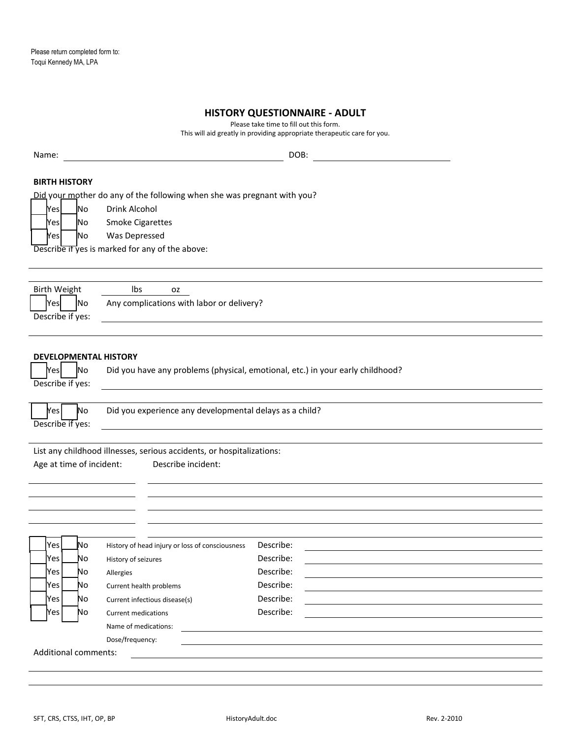Please return completed form to:
Toqui Kennedy MA, LPA

# HISTORY QUESTIONNAIRE - ADULT

Please take time to fill out this form.
This will aid greatly in providing appropriate therapeutic care for you.

Name: ______________________________ DOB: ____________________

## BIRTH HISTORY

Did your mother do any of the following when she was pregnant with you?

- [ ] Yes [ ] No Drink Alcohol
- [ ] Yes [ ] No Smoke Cigarettes
- [ ] Yes [ ] No Was Depressed

Describe if yes is marked for any of the above:

______________________________

______________________________

Birth Weight ______ lbs ______ oz

[ ] Yes [ ] No Any complications with labor or delivery?

Describe if yes: ______________________________

______________________________

## DEVELOPMENTAL HISTORY

[ ] Yes [ ] No Did you have any problems (physical, emotional, etc.) in your early childhood?

Describe if yes: ______________________________

______________________________

[ ] Yes [ ] No Did you experience any developmental delays as a child?

Describe if yes: ______________________________

______________________________

List any childhood illnesses, serious accidents, or hospitalizations:

| Age at time of incident: | Describe incident: |
|---|---|
| | |
| | |
| | |
| | |

| | | | |
|---|---|---|---|
| [ ] Yes [ ] No | History of head injury or loss of consciousness | Describe: | |
| [ ] Yes [ ] No | History of seizures | Describe: | |
| [ ] Yes [ ] No | Allergies | Describe: | |
| [ ] Yes [ ] No | Current health problems | Describe: | |
| [ ] Yes [ ] No | Current infectious disease(s) | Describe: | |
| [ ] Yes [ ] No | Current medications | Describe: | |

Name of medications: ______________________________

Dose/frequency: ______________________________

Additional comments: ______________________________

______________________________

______________________________

SFT, CRS, CTSS, IHT, OP, BP HistoryAdult.doc Rev. 2-2010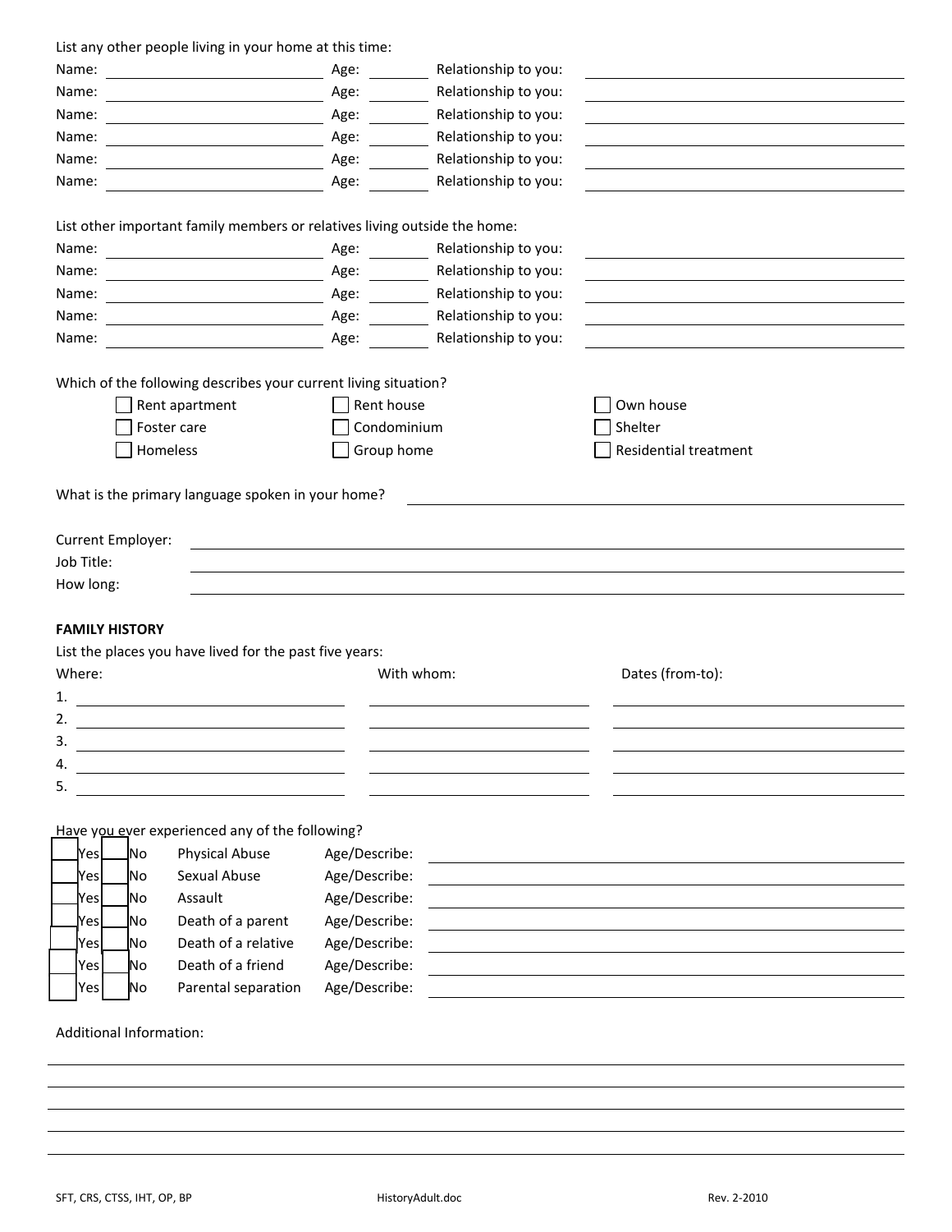List any other people living in your home at this time:

| Name: | Age: | Relationship to you: |
|---|---|---|
| | | |
| | | |
| | | |
| | | |
| | | |
| | | |

List other important family members or relatives living outside the home:

| Name: | Age: | Relationship to you: |
|---|---|---|
| | | |
| | | |
| | | |
| | | |
| | | |

Which of the following describes your current living situation?

- ☐ Rent apartment
- ☐ Rent house
- ☐ Own house
- ☐ Foster care
- ☐ Condominium
- ☐ Shelter
- ☐ Homeless
- ☐ Group home
- ☐ Residential treatment

What is the primary language spoken in your home? ____________________

Current Employer: ____________________

Job Title: ____________________

How long: ____________________

**FAMILY HISTORY**

List the places you have lived for the past five years:

| | Where: | With whom: | Dates (from-to): |
|---|---|---|---|
| 1. | | | |
| 2. | | | |
| 3. | | | |
| 4. | | | |
| 5. | | | |

Have you ever experienced any of the following?

| Yes | No | | Age/Describe: |
|---|---|---|---|
| ☐ Yes | ☐ No | Physical Abuse | |
| ☐ Yes | ☐ No | Sexual Abuse | |
| ☐ Yes | ☐ No | Assault | |
| ☐ Yes | ☐ No | Death of a parent | |
| ☐ Yes | ☐ No | Death of a relative | |
| ☐ Yes | ☐ No | Death of a friend | |
| ☐ Yes | ☐ No | Parental separation | |

Additional Information:

____________________

____________________

____________________

____________________

____________________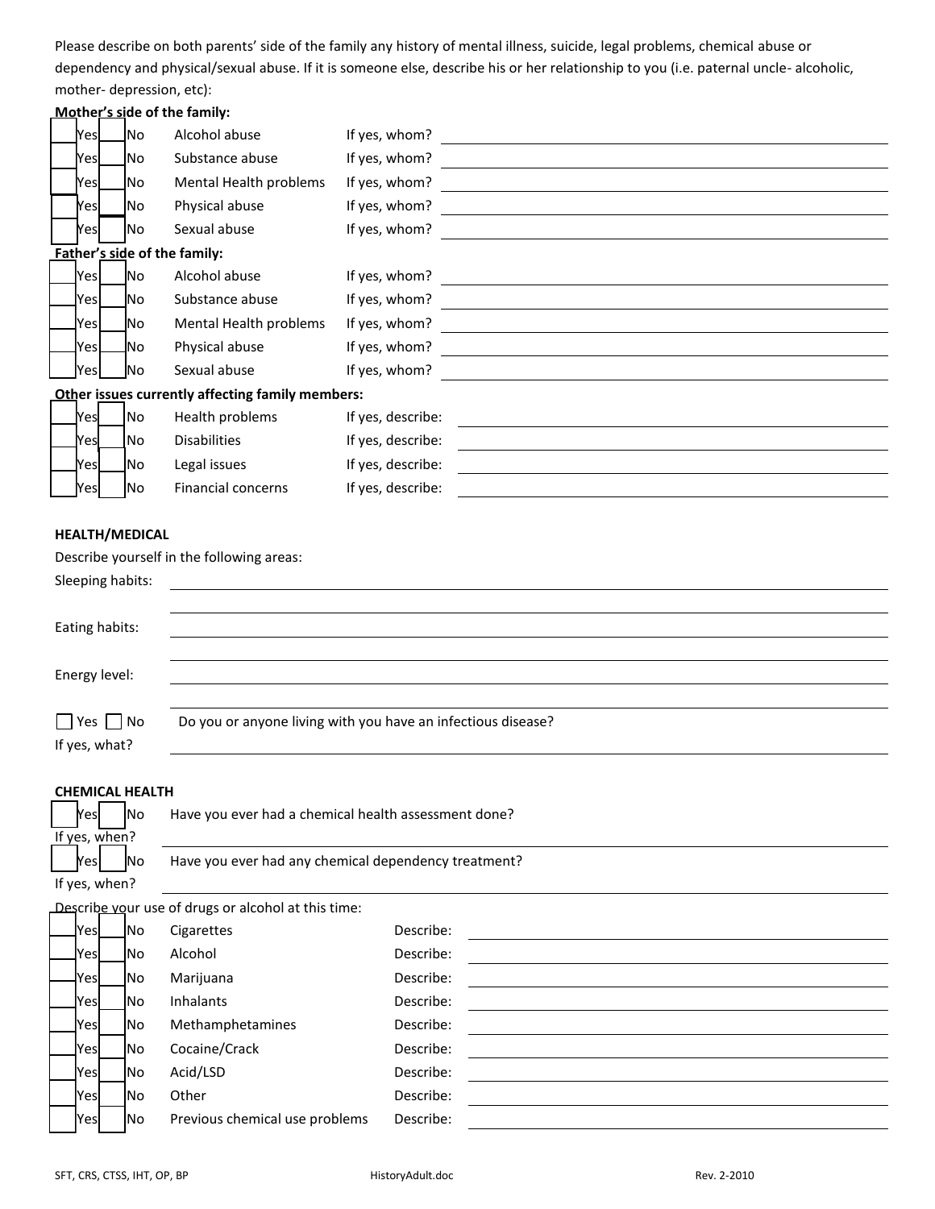Please describe on both parents' side of the family any history of mental illness, suicide, legal problems, chemical abuse or dependency and physical/sexual abuse. If it is someone else, describe his or her relationship to you (i.e. paternal uncle- alcoholic, mother- depression, etc):

**Mother's side of the family:**

☐ Yes ☐ No Alcohol abuse If yes, whom? ____________________

☐ Yes ☐ No Substance abuse If yes, whom? ____________________

☐ Yes ☐ No Mental Health problems If yes, whom? ____________________

☐ Yes ☐ No Physical abuse If yes, whom? ____________________

☐ Yes ☐ No Sexual abuse If yes, whom? ____________________

**Father's side of the family:**

☐ Yes ☐ No Alcohol abuse If yes, whom? ____________________

☐ Yes ☐ No Substance abuse If yes, whom? ____________________

☐ Yes ☐ No Mental Health problems If yes, whom? ____________________

☐ Yes ☐ No Physical abuse If yes, whom? ____________________

☐ Yes ☐ No Sexual abuse If yes, whom? ____________________

**Other issues currently affecting family members:**

☐ Yes ☐ No Health problems If yes, describe: ____________________

☐ Yes ☐ No Disabilities If yes, describe: ____________________

☐ Yes ☐ No Legal issues If yes, describe: ____________________

☐ Yes ☐ No Financial concerns If yes, describe: ____________________

**HEALTH/MEDICAL**

Describe yourself in the following areas:

Sleeping habits: ____________________

____________________

Eating habits: ____________________

____________________

Energy level: ____________________

____________________

☐ Yes ☐ No Do you or anyone living with you have an infectious disease?

If yes, what? ____________________

**CHEMICAL HEALTH**

☐ Yes ☐ No Have you ever had a chemical health assessment done?

If yes, when? ____________________

☐ Yes ☐ No Have you ever had any chemical dependency treatment?

If yes, when? ____________________

Describe your use of drugs or alcohol at this time:

☐ Yes ☐ No Cigarettes Describe: ____________________

☐ Yes ☐ No Alcohol Describe: ____________________

☐ Yes ☐ No Marijuana Describe: ____________________

☐ Yes ☐ No Inhalants Describe: ____________________

☐ Yes ☐ No Methamphetamines Describe: ____________________

☐ Yes ☐ No Cocaine/Crack Describe: ____________________

☐ Yes ☐ No Acid/LSD Describe: ____________________

☐ Yes ☐ No Other Describe: ____________________

☐ Yes ☐ No Previous chemical use problems Describe: ____________________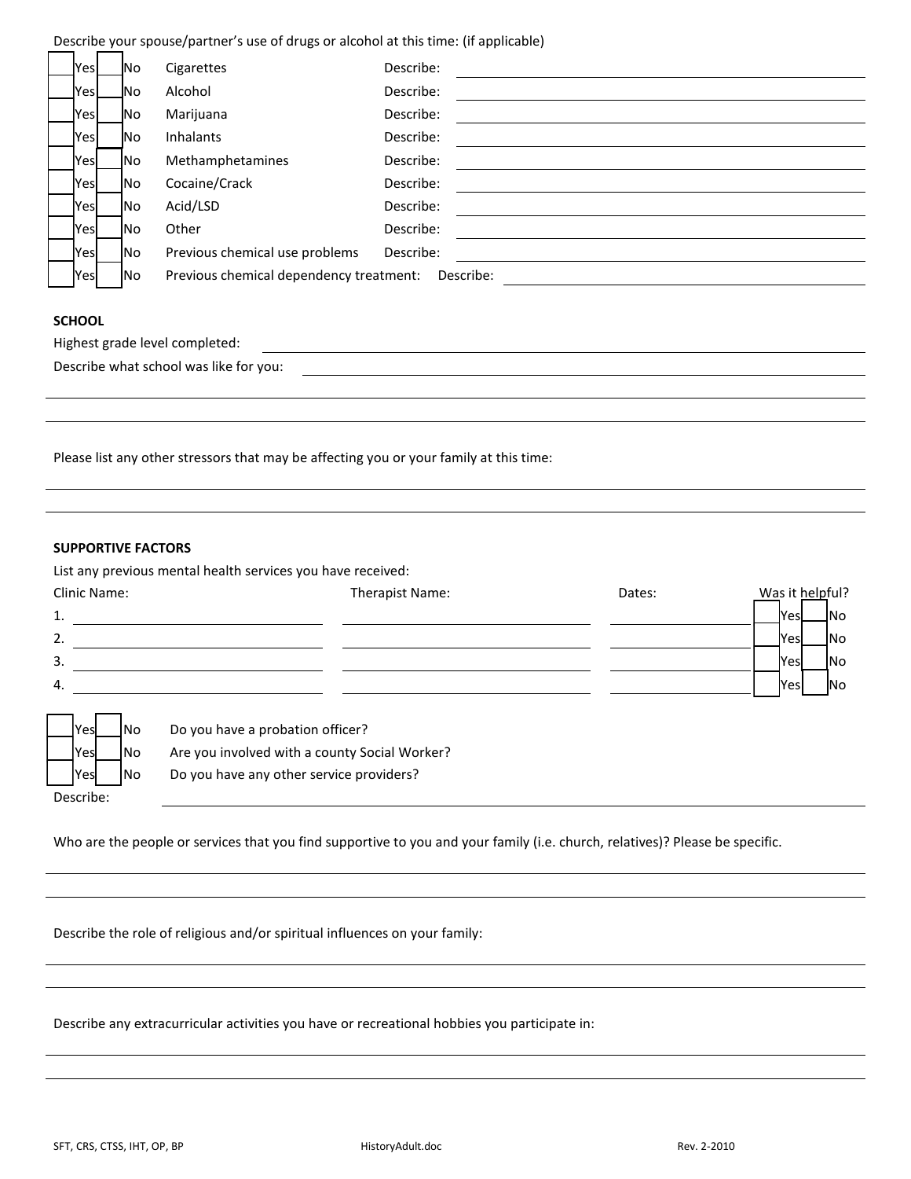Describe your spouse/partner's use of drugs or alcohol at this time: (if applicable)

| | | | |
|---|---|---|---|
| ☐ Yes ☐ No | Cigarettes | Describe: | |
| ☐ Yes ☐ No | Alcohol | Describe: | |
| ☐ Yes ☐ No | Marijuana | Describe: | |
| ☐ Yes ☐ No | Inhalants | Describe: | |
| ☐ Yes ☐ No | Methamphetamines | Describe: | |
| ☐ Yes ☐ No | Cocaine/Crack | Describe: | |
| ☐ Yes ☐ No | Acid/LSD | Describe: | |
| ☐ Yes ☐ No | Other | Describe: | |
| ☐ Yes ☐ No | Previous chemical use problems | Describe: | |
| ☐ Yes ☐ No | Previous chemical dependency treatment: | Describe: | |

**SCHOOL**

Highest grade level completed: ______________________________

Describe what school was like for you: ______________________________

______________________________

______________________________

Please list any other stressors that may be affecting you or your family at this time:

______________________________

______________________________

**SUPPORTIVE FACTORS**

List any previous mental health services you have received:

| | Clinic Name: | Therapist Name: | Dates: | Was it helpful? |
|---|---|---|---|---|
| 1. | | | | ☐ Yes ☐ No |
| 2. | | | | ☐ Yes ☐ No |
| 3. | | | | ☐ Yes ☐ No |
| 4. | | | | ☐ Yes ☐ No |

☐ Yes ☐ No Do you have a probation officer?
☐ Yes ☐ No Are you involved with a county Social Worker?
☐ Yes ☐ No Do you have any other service providers?

Describe: ______________________________

Who are the people or services that you find supportive to you and your family (i.e. church, relatives)? Please be specific.

______________________________

______________________________

Describe the role of religious and/or spiritual influences on your family:

______________________________

______________________________

Describe any extracurricular activities you have or recreational hobbies you participate in:

______________________________

______________________________

SFT, CRS, CTSS, IHT, OP, BP HistoryAdult.doc Rev. 2-2010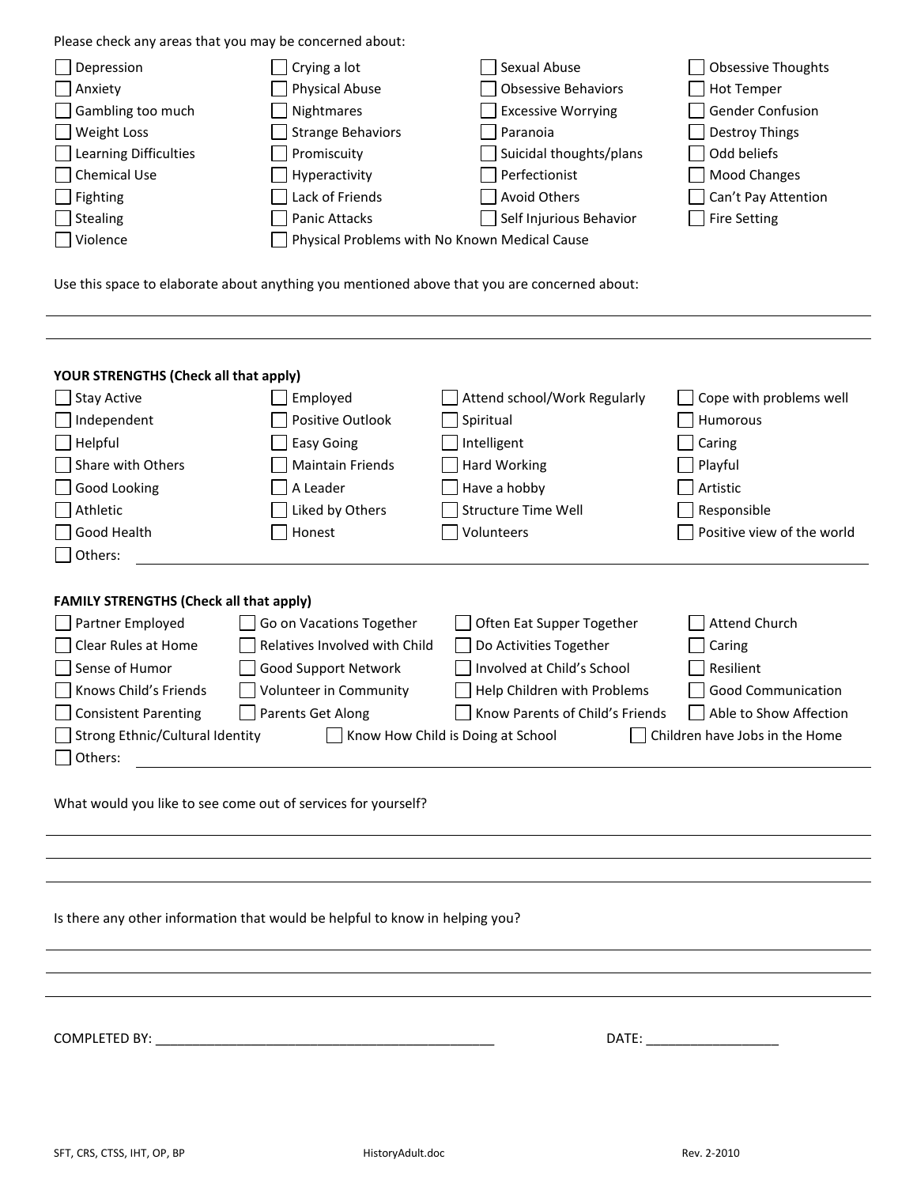Please check any areas that you may be concerned about:

| | | | |
|---|---|---|---|
| ☐ Depression | ☐ Crying a lot | ☐ Sexual Abuse | ☐ Obsessive Thoughts |
| ☐ Anxiety | ☐ Physical Abuse | ☐ Obsessive Behaviors | ☐ Hot Temper |
| ☐ Gambling too much | ☐ Nightmares | ☐ Excessive Worrying | ☐ Gender Confusion |
| ☐ Weight Loss | ☐ Strange Behaviors | ☐ Paranoia | ☐ Destroy Things |
| ☐ Learning Difficulties | ☐ Promiscuity | ☐ Suicidal thoughts/plans | ☐ Odd beliefs |
| ☐ Chemical Use | ☐ Hyperactivity | ☐ Perfectionist | ☐ Mood Changes |
| ☐ Fighting | ☐ Lack of Friends | ☐ Avoid Others | ☐ Can't Pay Attention |
| ☐ Stealing | ☐ Panic Attacks | ☐ Self Injurious Behavior | ☐ Fire Setting |
| ☐ Violence | ☐ Physical Problems with No Known Medical Cause | | |

Use this space to elaborate about anything you mentioned above that you are concerned about:

______________________________________________________________________

______________________________________________________________________

**YOUR STRENGTHS (Check all that apply)**

| | | | |
|---|---|---|---|
| ☐ Stay Active | ☐ Employed | ☐ Attend school/Work Regularly | ☐ Cope with problems well |
| ☐ Independent | ☐ Positive Outlook | ☐ Spiritual | ☐ Humorous |
| ☐ Helpful | ☐ Easy Going | ☐ Intelligent | ☐ Caring |
| ☐ Share with Others | ☐ Maintain Friends | ☐ Hard Working | ☐ Playful |
| ☐ Good Looking | ☐ A Leader | ☐ Have a hobby | ☐ Artistic |
| ☐ Athletic | ☐ Liked by Others | ☐ Structure Time Well | ☐ Responsible |
| ☐ Good Health | ☐ Honest | ☐ Volunteers | ☐ Positive view of the world |

☐ Others: ______________________________________________________________________

**FAMILY STRENGTHS (Check all that apply)**

| | | | |
|---|---|---|---|
| ☐ Partner Employed | ☐ Go on Vacations Together | ☐ Often Eat Supper Together | ☐ Attend Church |
| ☐ Clear Rules at Home | ☐ Relatives Involved with Child | ☐ Do Activities Together | ☐ Caring |
| ☐ Sense of Humor | ☐ Good Support Network | ☐ Involved at Child's School | ☐ Resilient |
| ☐ Knows Child's Friends | ☐ Volunteer in Community | ☐ Help Children with Problems | ☐ Good Communication |
| ☐ Consistent Parenting | ☐ Parents Get Along | ☐ Know Parents of Child's Friends | ☐ Able to Show Affection |
| ☐ Strong Ethnic/Cultural Identity | ☐ Know How Child is Doing at School | ☐ Children have Jobs in the Home | |

☐ Others: ______________________________________________________________________

What would you like to see come out of services for yourself?

______________________________________________________________________

______________________________________________________________________

______________________________________________________________________

Is there any other information that would be helpful to know in helping you?

______________________________________________________________________

______________________________________________________________________

______________________________________________________________________

COMPLETED BY: _______________________________________________ DATE: __________________

SFT, CRS, CTSS, IHT, OP, BP HistoryAdult.doc Rev. 2-2010